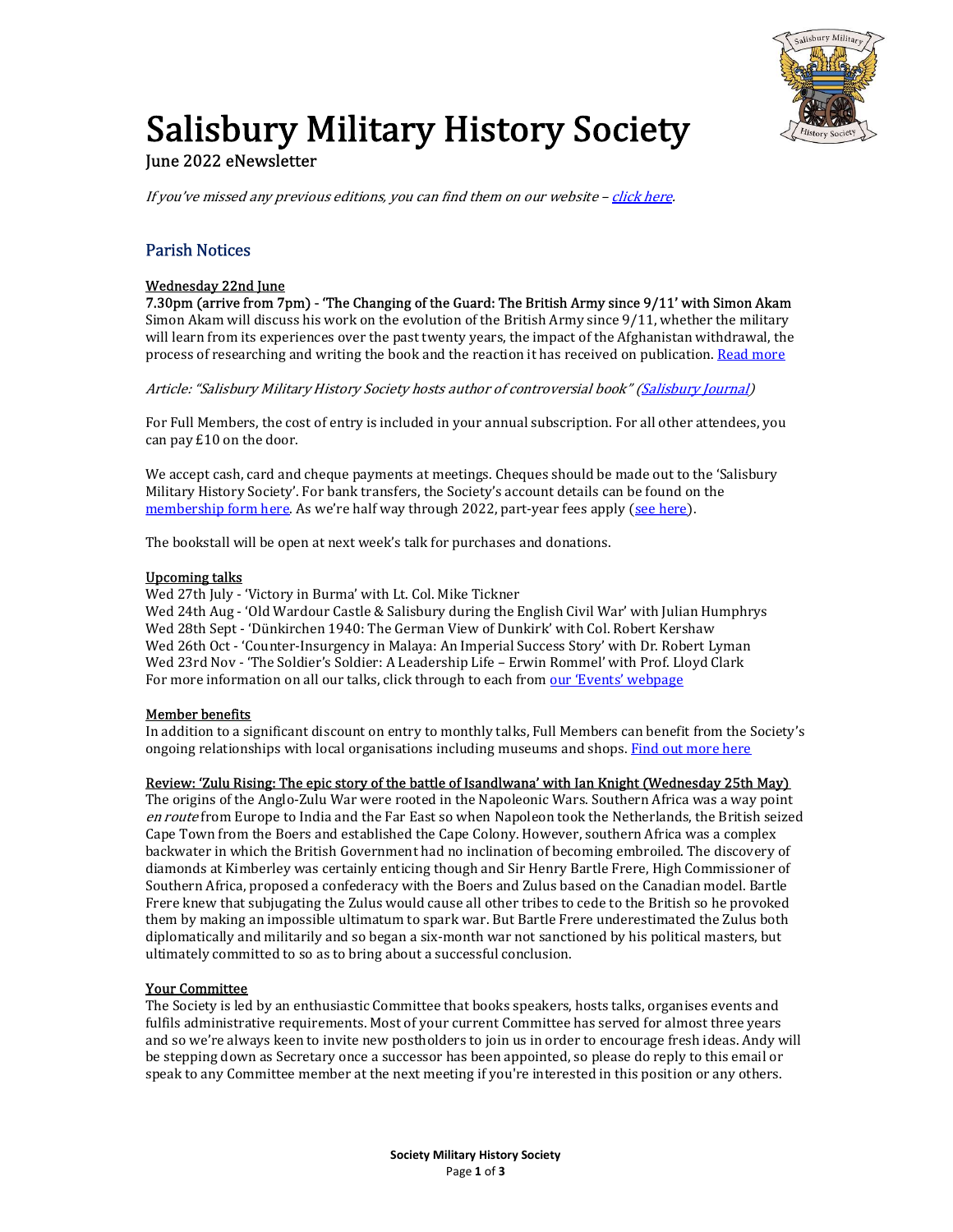# Salisbury Military History Society

June 2022 eNewsletter

*If you've missed any previous editions, you can find them on our website – [click here](#).*

## Parish Notices

**Wednesday 22nd June**

**7.30pm (arrive from 7pm) - 'The Changing of the Guard: The British Army since 9/11' with Simon Akam**

Simon Akam will discuss his work on the evolution of the British Army since 9/11, whether the military will learn from its experiences over the past twenty years, the impact of the Afghanistan withdrawal, the process of researching and writing the book and the reaction it has received on publication. [Read more](#)

*Article: "Salisbury Military History Society hosts author of controversial book" ([Salisbury Journal](#))*

For Full Members, the cost of entry is included in your annual subscription. For all other attendees, you can pay £10 on the door.

We accept cash, card and cheque payments at meetings. Cheques should be made out to the 'Salisbury Military History Society'. For bank transfers, the Society's account details can be found on the [membership form here](#). As we're half way through 2022, part-year fees apply ([see here](#)).

The bookstall will be open at next week's talk for purchases and donations.

**Upcoming talks**

Wed 27th July - 'Victory in Burma' with Lt. Col. Mike Tickner
Wed 24th Aug - 'Old Wardour Castle & Salisbury during the English Civil War' with Julian Humphrys
Wed 28th Sept - 'Dünkirchen 1940: The German View of Dunkirk' with Col. Robert Kershaw
Wed 26th Oct - 'Counter-Insurgency in Malaya: An Imperial Success Story' with Dr. Robert Lyman
Wed 23rd Nov - 'The Soldier's Soldier: A Leadership Life – Erwin Rommel' with Prof. Lloyd Clark
For more information on all our talks, click through to each from [our 'Events' webpage](#)

**Member benefits**

In addition to a significant discount on entry to monthly talks, Full Members can benefit from the Society's ongoing relationships with local organisations including museums and shops. [Find out more here](#)

**Review: 'Zulu Rising: The epic story of the battle of Isandlwana' with Ian Knight (Wednesday 25th May)**

The origins of the Anglo-Zulu War were rooted in the Napoleonic Wars. Southern Africa was a way point *en route* from Europe to India and the Far East so when Napoleon took the Netherlands, the British seized Cape Town from the Boers and established the Cape Colony. However, southern Africa was a complex backwater in which the British Government had no inclination of becoming embroiled. The discovery of diamonds at Kimberley was certainly enticing though and Sir Henry Bartle Frere, High Commissioner of Southern Africa, proposed a confederacy with the Boers and Zulus based on the Canadian model. Bartle Frere knew that subjugating the Zulus would cause all other tribes to cede to the British so he provoked them by making an impossible ultimatum to spark war. But Bartle Frere underestimated the Zulus both diplomatically and militarily and so began a six-month war not sanctioned by his political masters, but ultimately committed to so as to bring about a successful conclusion.

**Your Committee**

The Society is led by an enthusiastic Committee that books speakers, hosts talks, organises events and fulfils administrative requirements. Most of your current Committee has served for almost three years and so we're always keen to invite new postholders to join us in order to encourage fresh ideas. Andy will be stepping down as Secretary once a successor has been appointed, so please do reply to this email or speak to any Committee member at the next meeting if you're interested in this position or any others.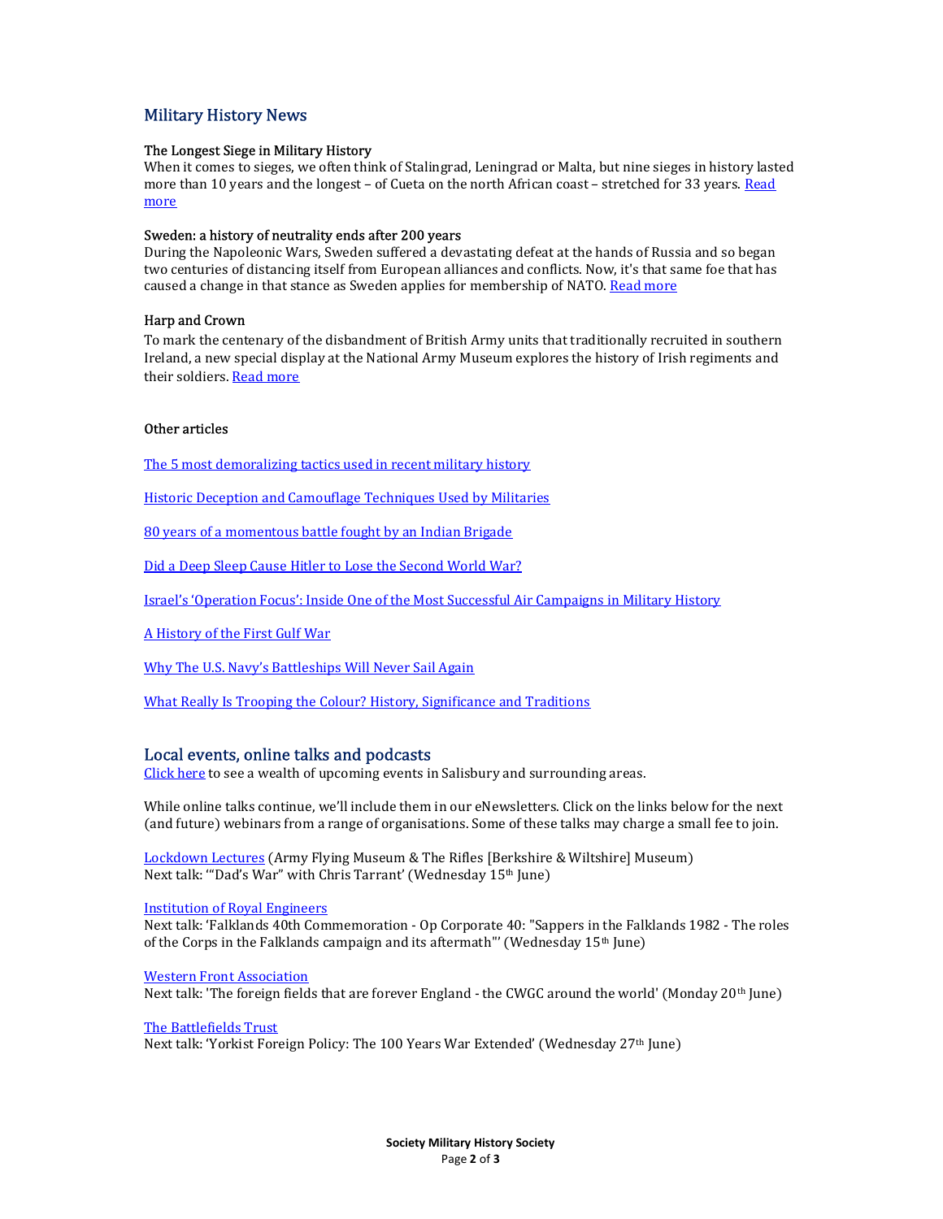## Military History News

### The Longest Siege in Military History

When it comes to sieges, we often think of Stalingrad, Leningrad or Malta, but nine sieges in history lasted more than 10 years and the longest – of Cueta on the north African coast – stretched for 33 years. Read more

### Sweden: a history of neutrality ends after 200 years

During the Napoleonic Wars, Sweden suffered a devastating defeat at the hands of Russia and so began two centuries of distancing itself from European alliances and conflicts. Now, it's that same foe that has caused a change in that stance as Sweden applies for membership of NATO. Read more

### Harp and Crown

To mark the centenary of the disbandment of British Army units that traditionally recruited in southern Ireland, a new special display at the National Army Museum explores the history of Irish regiments and their soldiers. Read more

### Other articles

The 5 most demoralizing tactics used in recent military history

Historic Deception and Camouflage Techniques Used by Militaries

80 years of a momentous battle fought by an Indian Brigade

Did a Deep Sleep Cause Hitler to Lose the Second World War?

Israel's 'Operation Focus': Inside One of the Most Successful Air Campaigns in Military History

A History of the First Gulf War

Why The U.S. Navy's Battleships Will Never Sail Again

What Really Is Trooping the Colour? History, Significance and Traditions

## Local events, online talks and podcasts

Click here to see a wealth of upcoming events in Salisbury and surrounding areas.

While online talks continue, we'll include them in our eNewsletters. Click on the links below for the next (and future) webinars from a range of organisations. Some of these talks may charge a small fee to join.

Lockdown Lectures (Army Flying Museum & The Rifles [Berkshire & Wiltshire] Museum)
Next talk: '"Dad's War" with Chris Tarrant' (Wednesday 15th June)

Institution of Royal Engineers
Next talk: 'Falklands 40th Commemoration - Op Corporate 40: "Sappers in the Falklands 1982 - The roles of the Corps in the Falklands campaign and its aftermath"' (Wednesday 15th June)

Western Front Association
Next talk: 'The foreign fields that are forever England - the CWGC around the world' (Monday 20th June)

The Battlefields Trust
Next talk: 'Yorkist Foreign Policy: The 100 Years War Extended' (Wednesday 27th June)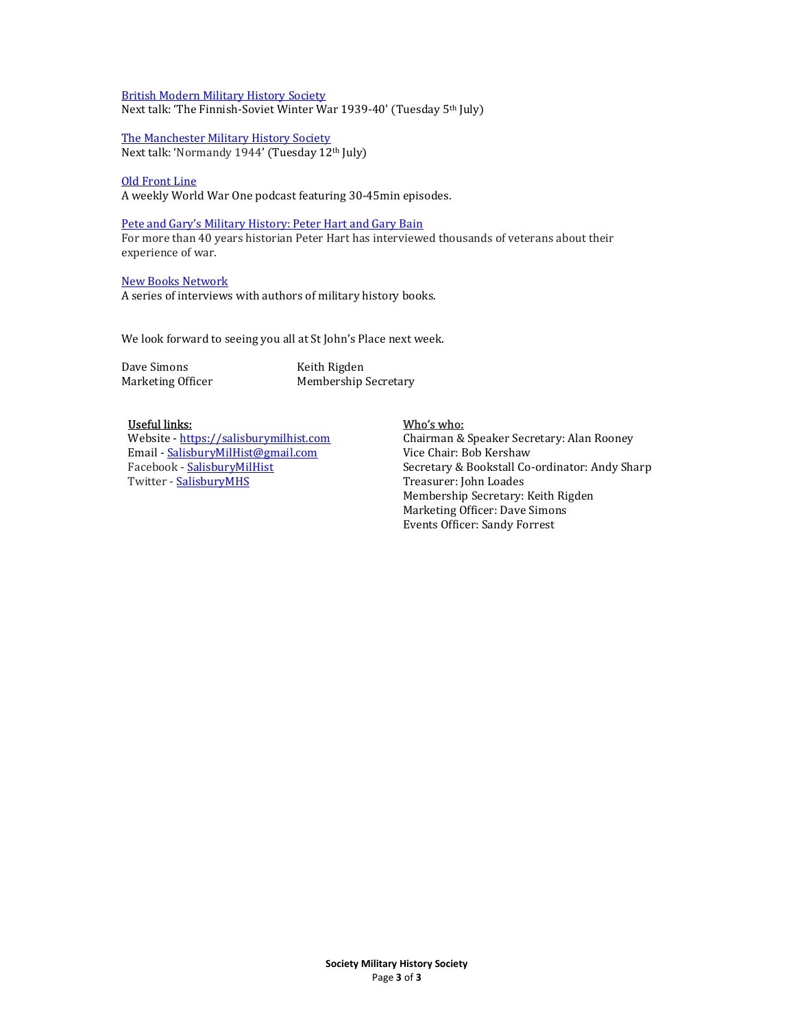[British Modern Military History Society](#)
Next talk: 'The Finnish-Soviet Winter War 1939-40' (Tuesday 5th July)

[The Manchester Military History Society](#)
Next talk: 'Normandy 1944' (Tuesday 12th July)

[Old Front Line](#)
A weekly World War One podcast featuring 30-45min episodes.

[Pete and Gary's Military History: Peter Hart and Gary Bain](#)
For more than 40 years historian Peter Hart has interviewed thousands of veterans about their experience of war.

[New Books Network](#)
A series of interviews with authors of military history books.

We look forward to seeing you all at St John's Place next week.

Dave Simons
Marketing Officer

Keith Rigden
Membership Secretary

**Useful links:**
Website - https://salisburymilhist.com
Email - SalisburyMilHist@gmail.com
Facebook - SalisburyMilHist
Twitter - SalisburyMHS

**Who's who:**
Chairman & Speaker Secretary: Alan Rooney
Vice Chair: Bob Kershaw
Secretary & Bookstall Co-ordinator: Andy Sharp
Treasurer: John Loades
Membership Secretary: Keith Rigden
Marketing Officer: Dave Simons
Events Officer: Sandy Forrest